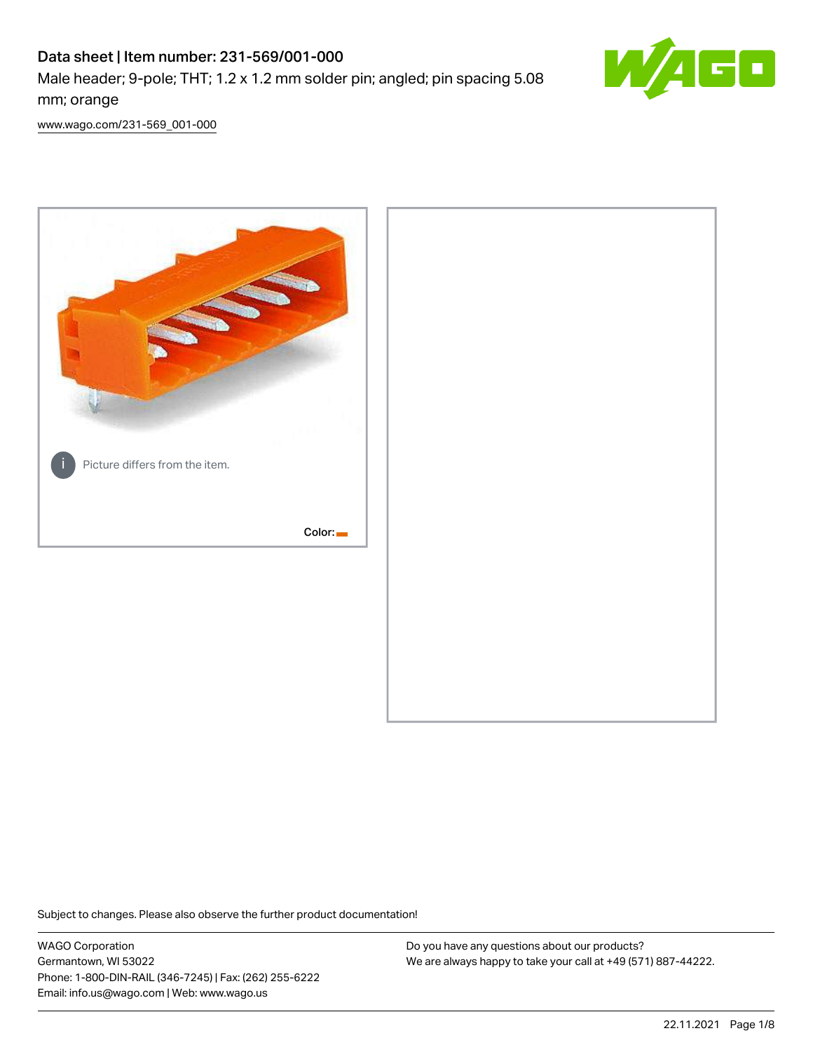# Data sheet | Item number: 231-569/001-000

Male header; 9-pole; THT; 1.2 x 1.2 mm solder pin; angled; pin spacing 5.08 mm; orange

www.wago.com/231-569_001-000

Picture differs from the item.

Color:

Subject to changes. Please also observe the further product documentation!

WAGO Corporation
Germantown, WI 53022
Phone: 1-800-DIN-RAIL (346-7245) | Fax: (262) 255-6222
Email: info.us@wago.com | Web: www.wago.us

Do you have any questions about our products?
We are always happy to take your call at +49 (571) 887-44222.

22.11.2021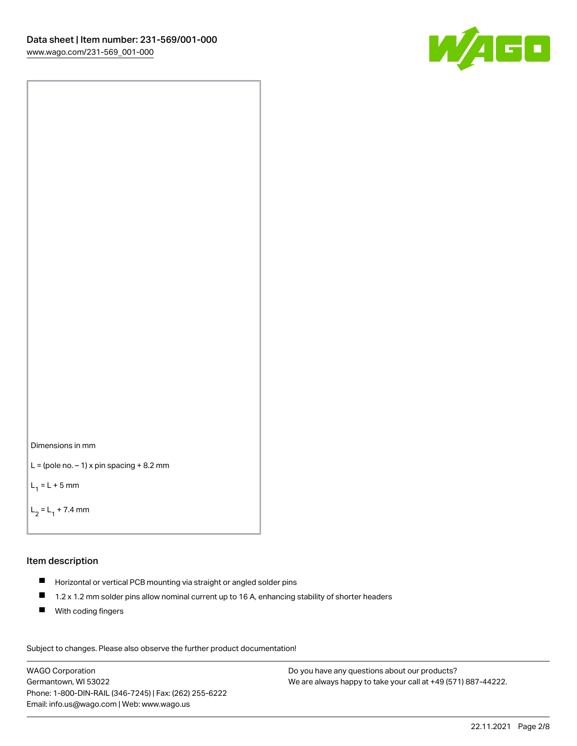Dimensions in mm

L = (pole no. – 1) x pin spacing + 8.2 mm

$L_1$ = L + 5 mm

$L_2$ = $L_1$ + 7.4 mm

## Item description

- Horizontal or vertical PCB mounting via straight or angled solder pins
- 1.2 x 1.2 mm solder pins allow nominal current up to 16 A, enhancing stability of shorter headers
- With coding fingers

Subject to changes. Please also observe the further product documentation!

WAGO Corporation
Germantown, WI 53022
Phone: 1-800-DIN-RAIL (346-7245) | Fax: (262) 255-6222
Email: info.us@wago.com | Web: www.wago.us

Do you have any questions about our products?
We are always happy to take your call at +49 (571) 887-44222.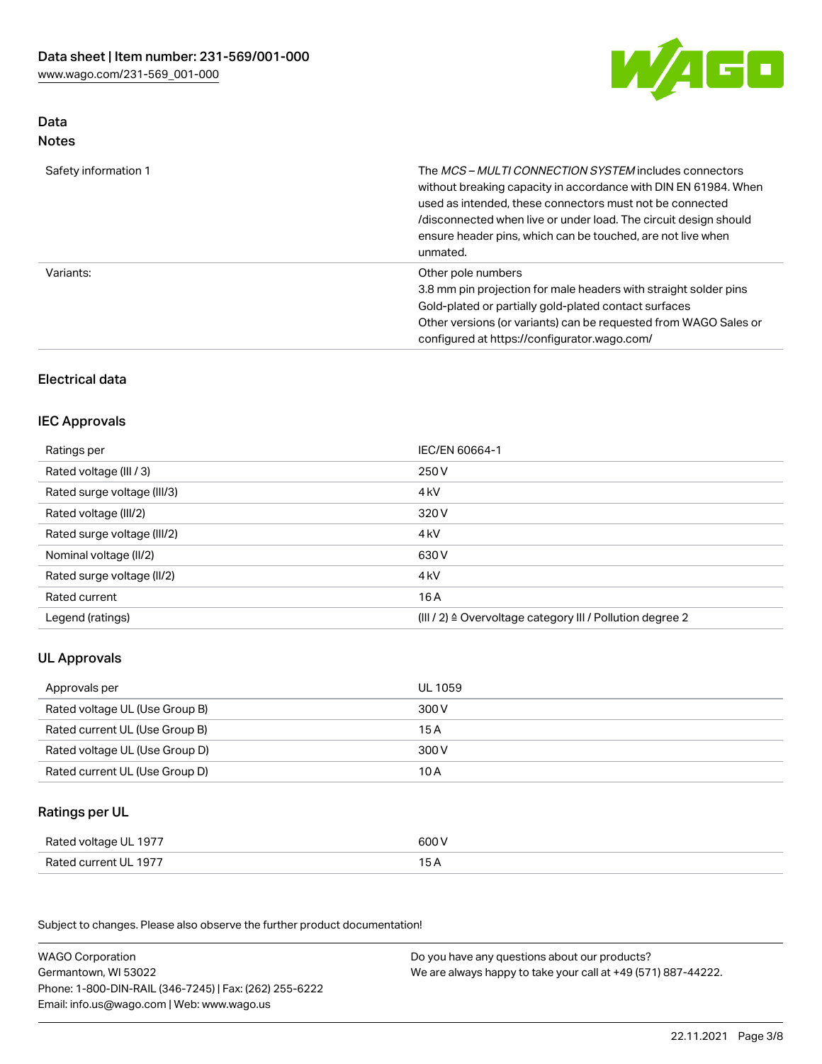## Data
### Notes

| | |
|---|---|
| Safety information 1 | The *MCS – MULTI CONNECTION SYSTEM* includes connectors without breaking capacity in accordance with DIN EN 61984. When used as intended, these connectors must not be connected /disconnected when live or under load. The circuit design should ensure header pins, which can be touched, are not live when unmated. |
| Variants: | Other pole numbers<br>3.8 mm pin projection for male headers with straight solder pins<br>Gold-plated or partially gold-plated contact surfaces<br>Other versions (or variants) can be requested from WAGO Sales or configured at https://configurator.wago.com/ |

## Electrical data

### IEC Approvals

| | |
|---|---|
| Ratings per | IEC/EN 60664-1 |
| Rated voltage (III / 3) | 250 V |
| Rated surge voltage (III/3) | 4 kV |
| Rated voltage (III/2) | 320 V |
| Rated surge voltage (III/2) | 4 kV |
| Nominal voltage (II/2) | 630 V |
| Rated surge voltage (II/2) | 4 kV |
| Rated current | 16 A |
| Legend (ratings) | (III / 2) ≙ Overvoltage category III / Pollution degree 2 |

### UL Approvals

| | |
|---|---|
| Approvals per | UL 1059 |
| Rated voltage UL (Use Group B) | 300 V |
| Rated current UL (Use Group B) | 15 A |
| Rated voltage UL (Use Group D) | 300 V |
| Rated current UL (Use Group D) | 10 A |

### Ratings per UL

| | |
|---|---|
| Rated voltage UL 1977 | 600 V |
| Rated current UL 1977 | 15 A |

Subject to changes. Please also observe the further product documentation!

WAGO Corporation
Germantown, WI 53022
Phone: 1-800-DIN-RAIL (346-7245) | Fax: (262) 255-6222
Email: info.us@wago.com | Web: www.wago.us

Do you have any questions about our products?
We are always happy to take your call at +49 (571) 887-44222.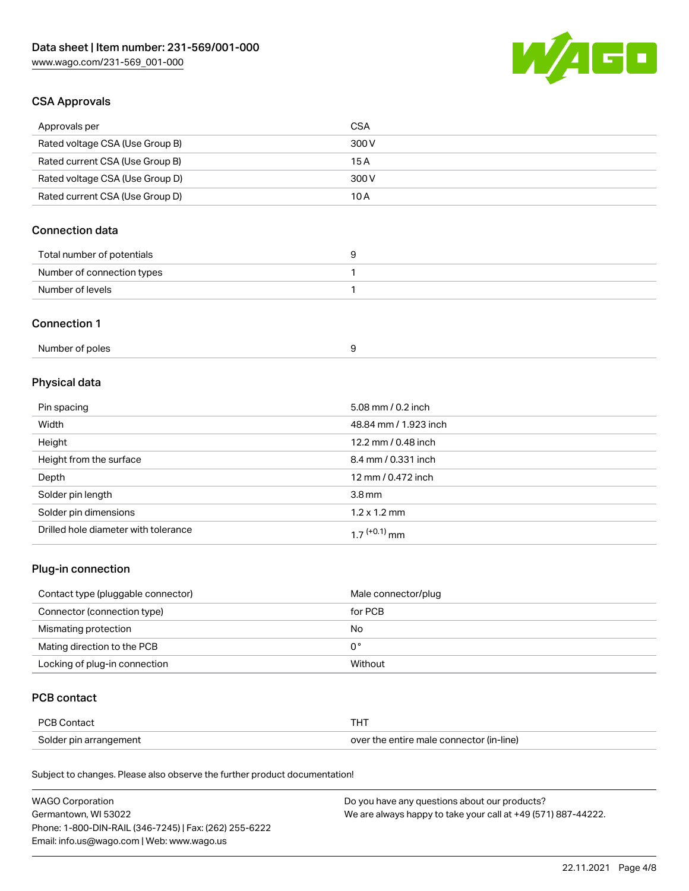## CSA Approvals

| | |
|---|---|
| Approvals per | CSA |
| Rated voltage CSA (Use Group B) | 300 V |
| Rated current CSA (Use Group B) | 15 A |
| Rated voltage CSA (Use Group D) | 300 V |
| Rated current CSA (Use Group D) | 10 A |

## Connection data

| | |
|---|---|
| Total number of potentials | 9 |
| Number of connection types | 1 |
| Number of levels | 1 |

## Connection 1

| | |
|---|---|
| Number of poles | 9 |

## Physical data

| | |
|---|---|
| Pin spacing | 5.08 mm / 0.2 inch |
| Width | 48.84 mm / 1.923 inch |
| Height | 12.2 mm / 0.48 inch |
| Height from the surface | 8.4 mm / 0.331 inch |
| Depth | 12 mm / 0.472 inch |
| Solder pin length | 3.8 mm |
| Solder pin dimensions | 1.2 x 1.2 mm |
| Drilled hole diameter with tolerance | $1.7^{(+0.1)}$ mm |

## Plug-in connection

| | |
|---|---|
| Contact type (pluggable connector) | Male connector/plug |
| Connector (connection type) | for PCB |
| Mismating protection | No |
| Mating direction to the PCB | 0 ° |
| Locking of plug-in connection | Without |

## PCB contact

| | |
|---|---|
| PCB Contact | THT |
| Solder pin arrangement | over the entire male connector (in-line) |

Subject to changes. Please also observe the further product documentation!

WAGO Corporation
Germantown, WI 53022
Phone: 1-800-DIN-RAIL (346-7245) | Fax: (262) 255-6222
Email: info.us@wago.com | Web: www.wago.us

Do you have any questions about our products?
We are always happy to take your call at +49 (571) 887-44222.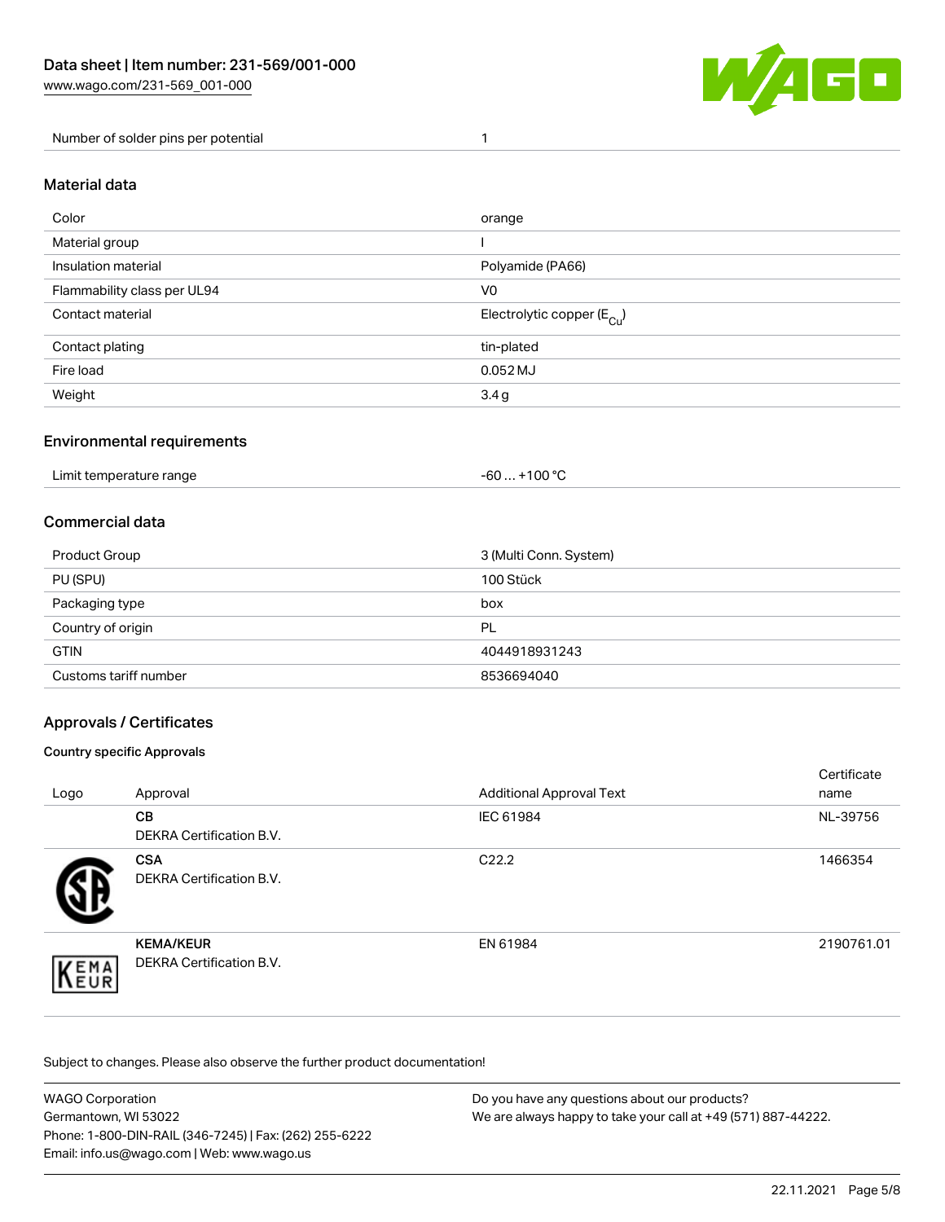| Number of solder pins per potential | 1 |
|---|---|

## Material data

| Color | orange |
|---|---|
| Material group | I |
| Insulation material | Polyamide (PA66) |
| Flammability class per UL94 | V0 |
| Contact material | Electrolytic copper ($E_{Cu}$) |
| Contact plating | tin-plated |
| Fire load | 0.052 MJ |
| Weight | 3.4 g |

## Environmental requirements

| Limit temperature range | -60 … +100 °C |
|---|---|

## Commercial data

| Product Group | 3 (Multi Conn. System) |
|---|---|
| PU (SPU) | 100 Stück |
| Packaging type | box |
| Country of origin | PL |
| GTIN | 4044918931243 |
| Customs tariff number | 8536694040 |

## Approvals / Certificates

### Country specific Approvals

| Logo | Approval | Additional Approval Text | Certificate name |
|---|---|---|---|
| | **CB** DEKRA Certification B.V. | IEC 61984 | NL-39756 |
| | **CSA** DEKRA Certification B.V. | C22.2 | 1466354 |
| | **KEMA/KEUR** DEKRA Certification B.V. | EN 61984 | 2190761.01 |

Subject to changes. Please also observe the further product documentation!

WAGO Corporation
Germantown, WI 53022
Phone: 1-800-DIN-RAIL (346-7245) | Fax: (262) 255-6222
Email: info.us@wago.com | Web: www.wago.us

Do you have any questions about our products?
We are always happy to take your call at +49 (571) 887-44222.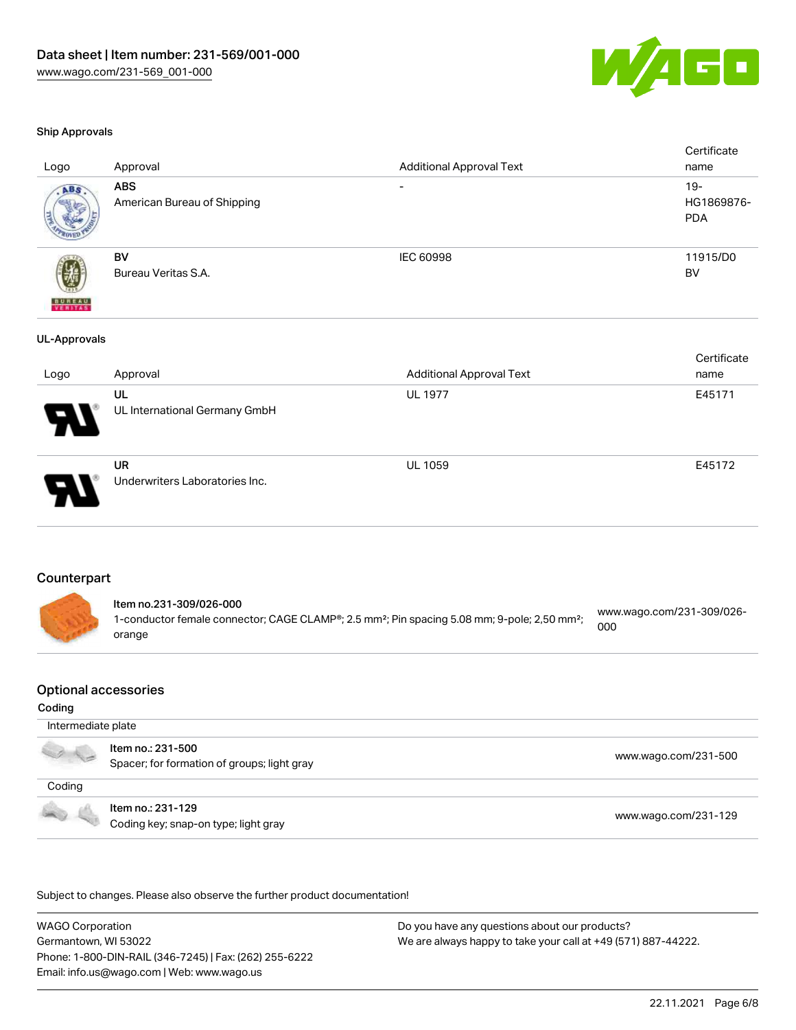### Ship Approvals

| Logo | Approval | Additional Approval Text | Certificate name |
|---|---|---|---|
| | **ABS**<br>American Bureau of Shipping | - | 19-HG1869876-PDA |
| | **BV**<br>Bureau Veritas S.A. | IEC 60998 | 11915/D0 BV |

### UL-Approvals

| Logo | Approval | Additional Approval Text | Certificate name |
|---|---|---|---|
| | **UL**<br>UL International Germany GmbH | UL 1977 | E45171 |
| | **UR**<br>Underwriters Laboratories Inc. | UL 1059 | E45172 |

## Counterpart

**Item no.231-309/026-000**
1-conductor female connector; CAGE CLAMP®; 2.5 mm²; Pin spacing 5.08 mm; 9-pole; 2,50 mm²; orange
www.wago.com/231-309/026-000

## Optional accessories

### Coding

| Intermediate plate | |
|---|---|
| **Item no.: 231-500**<br>Spacer; for formation of groups; light gray | www.wago.com/231-500 |
| **Coding** | |
| **Item no.: 231-129**<br>Coding key; snap-on type; light gray | www.wago.com/231-129 |

Subject to changes. Please also observe the further product documentation!

WAGO Corporation
Germantown, WI 53022
Phone: 1-800-DIN-RAIL (346-7245) | Fax: (262) 255-6222
Email: info.us@wago.com | Web: www.wago.us

Do you have any questions about our products?
We are always happy to take your call at +49 (571) 887-44222.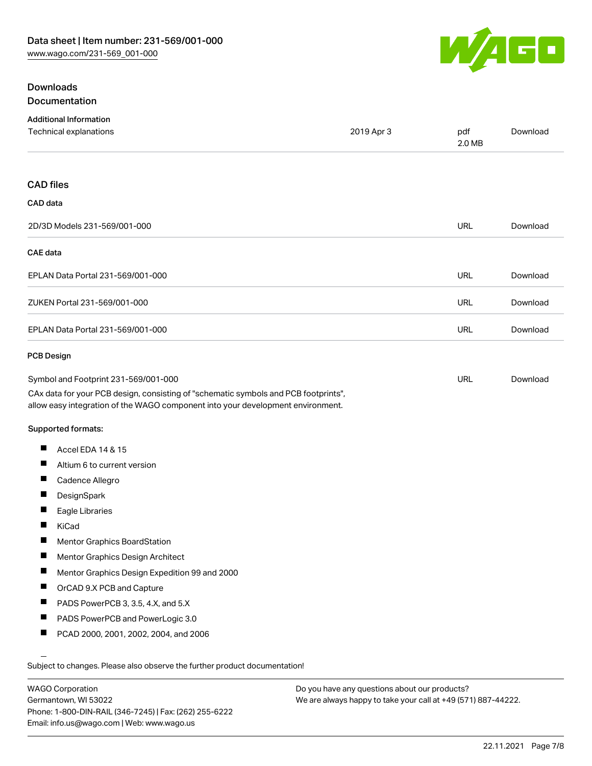## Downloads

### Documentation

#### Additional Information

| | | | |
|---|---|---|---|
| Technical explanations | 2019 Apr 3 | pdf 2.0 MB | Download |

### CAD files

#### CAD data

| | | |
|---|---|---|
| 2D/3D Models 231-569/001-000 | URL | Download |

#### CAE data

| | | |
|---|---|---|
| EPLAN Data Portal 231-569/001-000 | URL | Download |
| ZUKEN Portal 231-569/001-000 | URL | Download |
| EPLAN Data Portal 231-569/001-000 | URL | Download |

#### PCB Design

| | | |
|---|---|---|
| Symbol and Footprint 231-569/001-000 | URL | Download |

CAx data for your PCB design, consisting of "schematic symbols and PCB footprints", allow easy integration of the WAGO component into your development environment.

Supported formats:

- Accel EDA 14 & 15
- Altium 6 to current version
- Cadence Allegro
- DesignSpark
- Eagle Libraries
- KiCad
- Mentor Graphics BoardStation
- Mentor Graphics Design Architect
- Mentor Graphics Design Expedition 99 and 2000
- OrCAD 9.X PCB and Capture
- PADS PowerPCB 3, 3.5, 4.X, and 5.X
- PADS PowerPCB and PowerLogic 3.0
- PCAD 2000, 2001, 2002, 2004, and 2006

Subject to changes. Please also observe the further product documentation!

WAGO Corporation
Germantown, WI 53022
Phone: 1-800-DIN-RAIL (346-7245) | Fax: (262) 255-6222
Email: info.us@wago.com | Web: www.wago.us

Do you have any questions about our products?
We are always happy to take your call at +49 (571) 887-44222.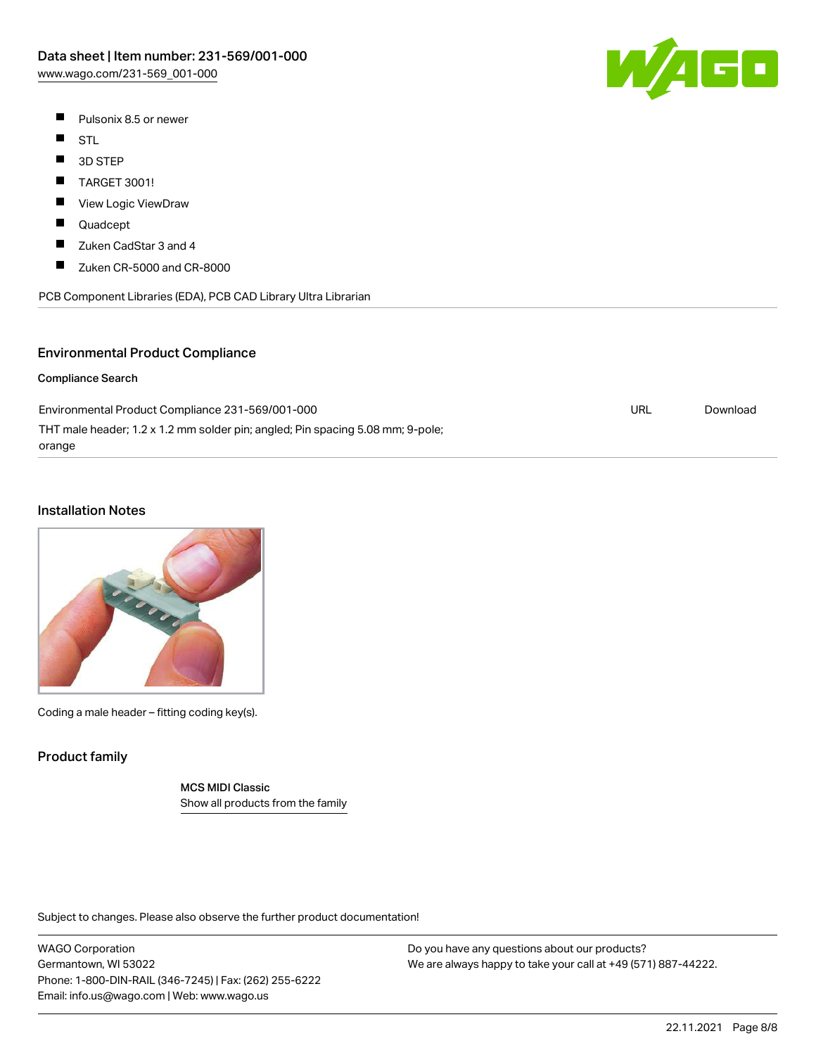- Pulsonix 8.5 or newer
- STL
- 3D STEP
- TARGET 3001!
- View Logic ViewDraw
- Quadcept
- Zuken CadStar 3 and 4
- Zuken CR-5000 and CR-8000

PCB Component Libraries (EDA), PCB CAD Library Ultra Librarian

## Environmental Product Compliance

**Compliance Search**

| | | |
|---|---|---|
| Environmental Product Compliance 231-569/001-000<br>THT male header; 1.2 x 1.2 mm solder pin; angled; Pin spacing 5.08 mm; 9-pole; orange | URL | Download |

## Installation Notes

Coding a male header – fitting coding key(s).

## Product family

MCS MIDI Classic
Show all products from the family

Subject to changes. Please also observe the further product documentation!

WAGO Corporation
Germantown, WI 53022
Phone: 1-800-DIN-RAIL (346-7245) | Fax: (262) 255-6222
Email: info.us@wago.com | Web: www.wago.us

Do you have any questions about our products?
We are always happy to take your call at +49 (571) 887-44222.